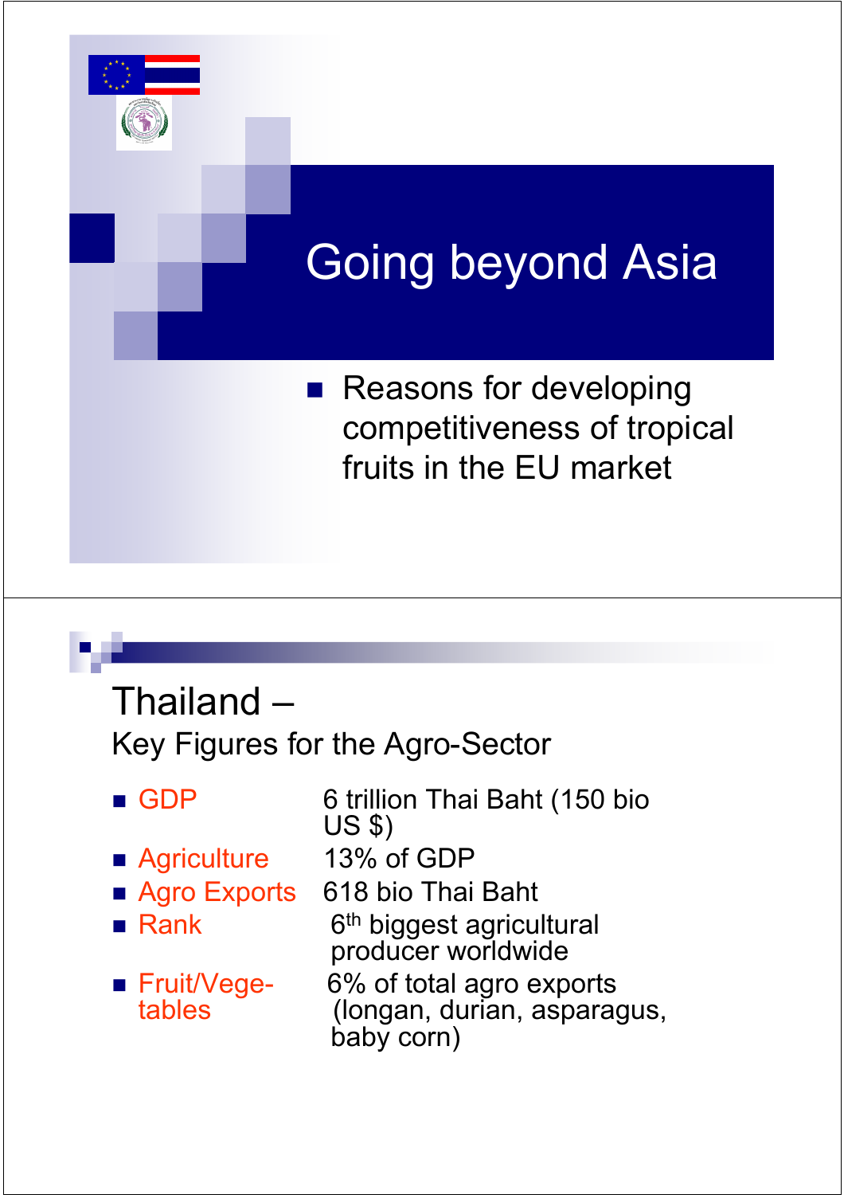# Going beyond Asia

- Reasons for developing competitiveness of tropical fruits in the EU market

## Thailand – Key Figures for the Agro-Sector

- **GDP**: 6 trillion Thai Baht (150 bio US $)
- **Agriculture**: 13% of GDP
- **Agro Exports**: 618 bio Thai Baht
- **Rank**: 6th biggest agricultural producer worldwide
- **Fruit/Vegetables**: 6% of total agro exports (longan, durian, asparagus, baby corn)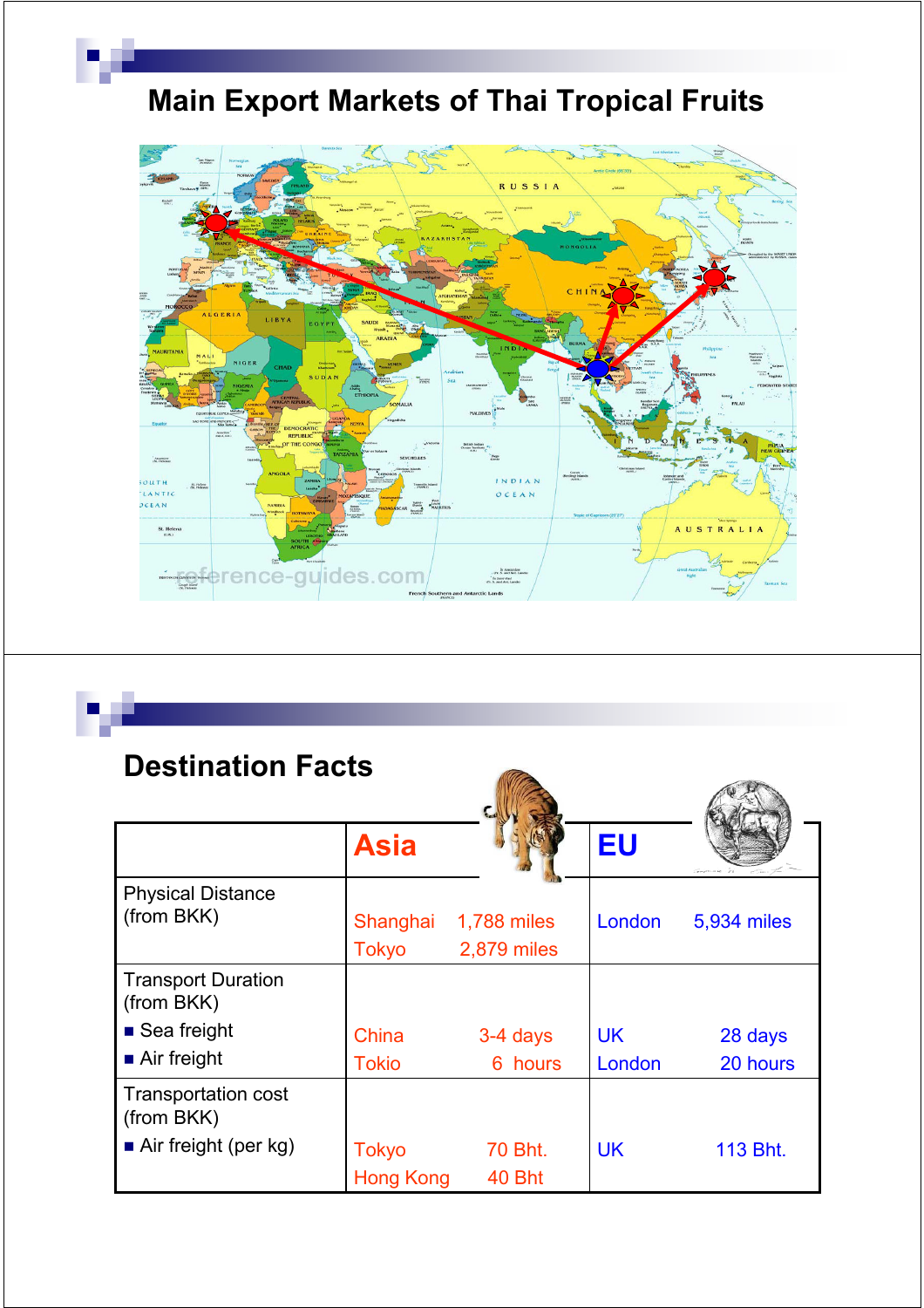## Main Export Markets of Thai Tropical Fruits

## Destination Facts

| | Asia | | EU | |
|---|---|---|---|---|
| Physical Distance (from BKK) | Shanghai<br>Tokyo | 1,788 miles<br>2,879 miles | London | 5,934 miles |
| Transport Duration (from BKK)<br>■ Sea freight<br>■ Air freight | China<br>Tokio | 3-4 days<br>6 hours | UK<br>London | 28 days<br>20 hours |
| Transportation cost (from BKK)<br>■ Air freight (per kg) | Tokyo<br>Hong Kong | 70 Bht.<br>40 Bht | UK | 113 Bht. |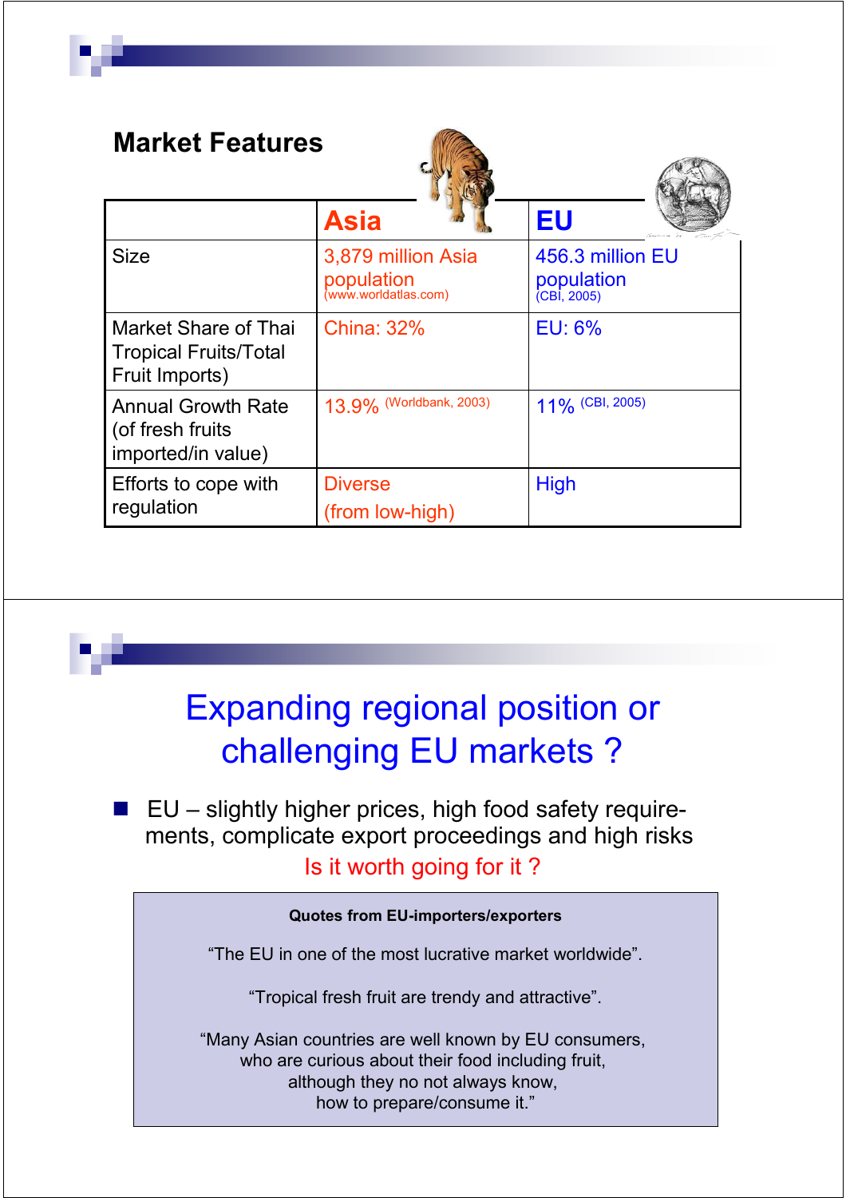## Market Features

| | Asia | EU |
|---|---|---|
| Size | 3,879 million Asia population (www.worldatlas.com) | 456.3 million EU population (CBI, 2005) |
| Market Share of Thai Tropical Fruits/Total Fruit Imports) | China: 32% | EU: 6% |
| Annual Growth Rate (of fresh fruits imported/in value) | 13.9% (Worldbank, 2003) | 11% (CBI, 2005) |
| Efforts to cope with regulation | Diverse (from low-high) | High |

## Expanding regional position or challenging EU markets ?

- EU – slightly higher prices, high food safety requirements, complicate export proceedings and high risks

  Is it worth going for it ?

**Quotes from EU-importers/exporters**

"The EU in one of the most lucrative market worldwide".

"Tropical fresh fruit are trendy and attractive".

"Many Asian countries are well known by EU consumers, who are curious about their food including fruit, although they no not always know, how to prepare/consume it."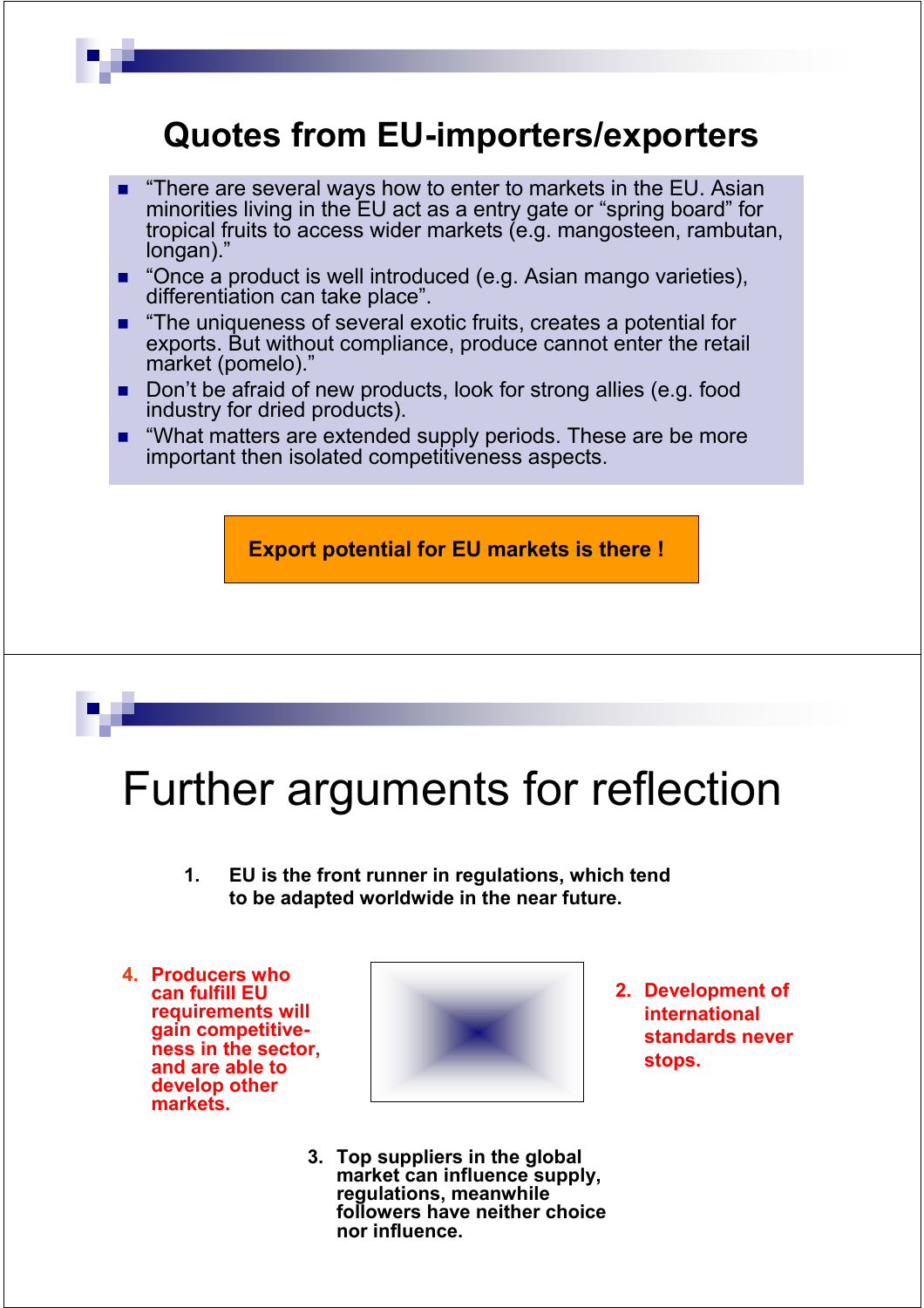# Quotes from EU-importers/exporters

- "There are several ways how to enter to markets in the EU. Asian minorities living in the EU act as a entry gate or "spring board" for tropical fruits to access wider markets (e.g. mangosteen, rambutan, longan)."
- "Once a product is well introduced (e.g. Asian mango varieties), differentiation can take place".
- "The uniqueness of several exotic fruits, creates a potential for exports. But without compliance, produce cannot enter the retail market (pomelo)."
- Don't be afraid of new products, look for strong allies (e.g. food industry for dried products).
- "What matters are extended supply periods. These are be more important then isolated competitiveness aspects.

**Export potential for EU markets is there !**

# Further arguments for reflection

1. **EU is the front runner in regulations, which tend to be adapted worldwide in the near future.**
2. **Development of international standards never stops.**
3. **Top suppliers in the global market can influence supply, regulations, meanwhile followers have neither choice nor influence.**
4. **Producers who can fulfill EU requirements will gain competitiveness in the sector, and are able to develop other markets.**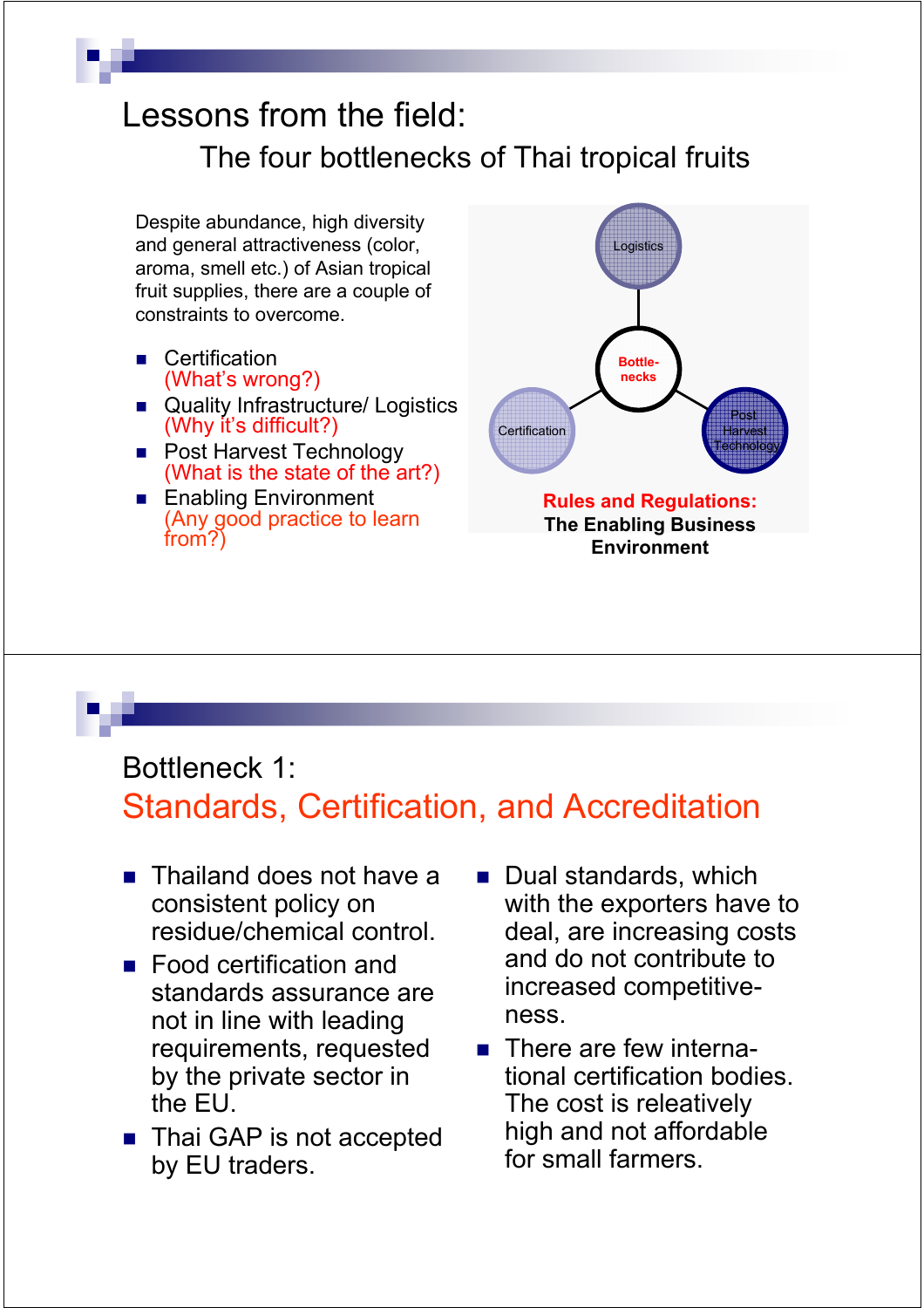# Lessons from the field:

## The four bottlenecks of Thai tropical fruits

Despite abundance, high diversity and general attractiveness (color, aroma, smell etc.) of Asian tropical fruit supplies, there are a couple of constraints to overcome.

- Certification
  (What's wrong?)
- Quality Infrastructure/ Logistics
  (Why it's difficult?)
- Post Harvest Technology
  (What is the state of the art?)
- Enabling Environment
  (Any good practice to learn from?)

Logistics

Bottle-necks

Certification

Post Harvest Technology

**Rules and Regulations:**
**The Enabling Business Environment**

# Bottleneck 1:

## Standards, Certification, and Accreditation

- Thailand does not have a consistent policy on residue/chemical control.
- Food certification and standards assurance are not in line with leading requirements, requested by the private sector in the EU.
- Thai GAP is not accepted by EU traders.
- Dual standards, which with the exporters have to deal, are increasing costs and do not contribute to increased competitive-ness.
- There are few interna-tional certification bodies. The cost is releatively high and not affordable for small farmers.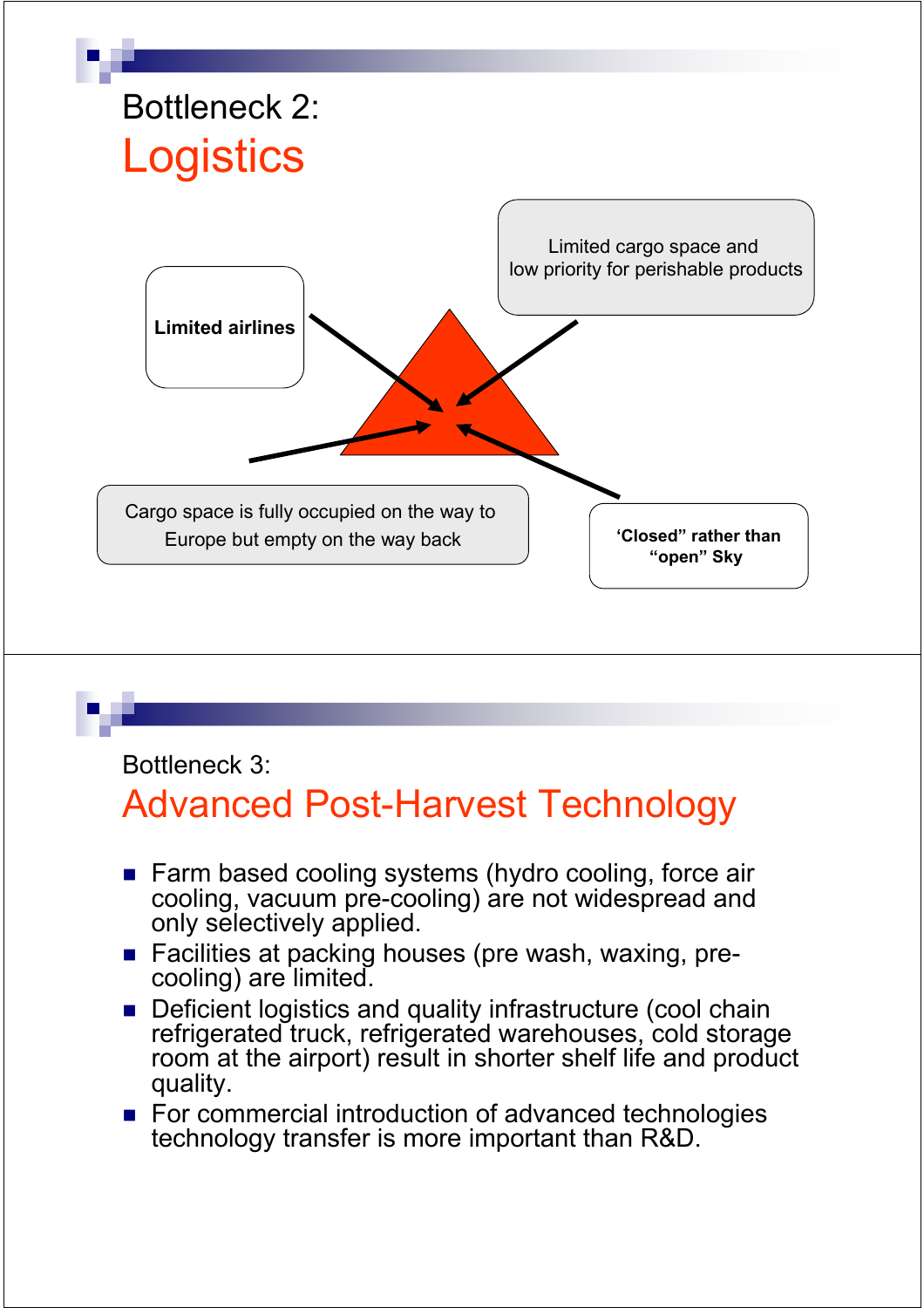## Bottleneck 2:
# Logistics

Limited airlines

Limited cargo space and low priority for perishable products

Cargo space is fully occupied on the way to Europe but empty on the way back

'Closed" rather than "open" Sky

## Bottleneck 3:
# Advanced Post-Harvest Technology

- Farm based cooling systems (hydro cooling, force air cooling, vacuum pre-cooling) are not widespread and only selectively applied.
- Facilities at packing houses (pre wash, waxing, pre-cooling) are limited.
- Deficient logistics and quality infrastructure (cool chain refrigerated truck, refrigerated warehouses, cold storage room at the airport) result in shorter shelf life and product quality.
- For commercial introduction of advanced technologies technology transfer is more important than R&D.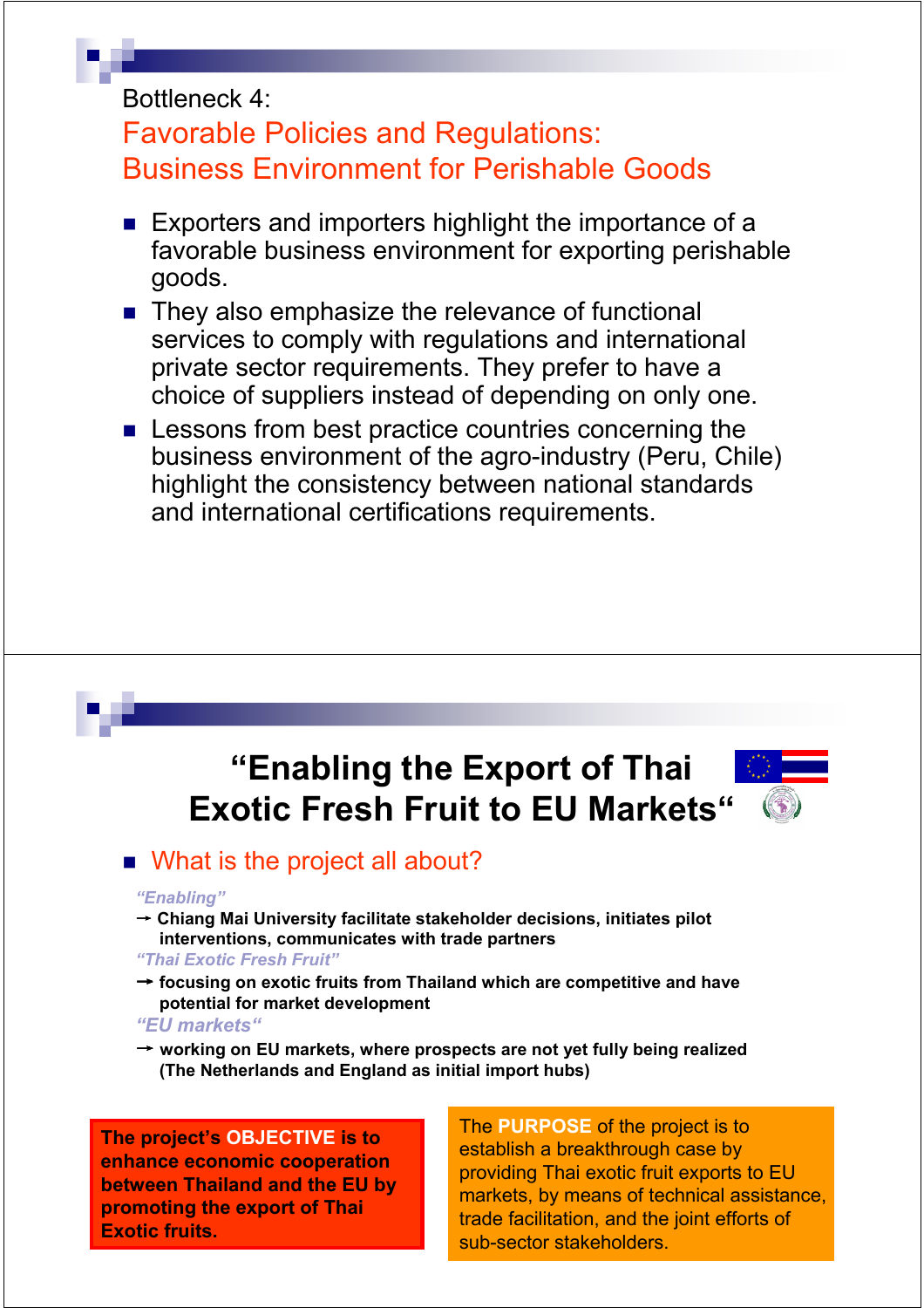Bottleneck 4:

## Favorable Policies and Regulations: Business Environment for Perishable Goods

- Exporters and importers highlight the importance of a favorable business environment for exporting perishable goods.
- They also emphasize the relevance of functional services to comply with regulations and international private sector requirements. They prefer to have a choice of suppliers instead of depending on only one.
- Lessons from best practice countries concerning the business environment of the agro-industry (Peru, Chile) highlight the consistency between national standards and international certifications requirements.

## "Enabling the Export of Thai Exotic Fresh Fruit to EU Markets"

- What is the project all about?

*"Enabling"*

→ **Chiang Mai University facilitate stakeholder decisions, initiates pilot interventions, communicates with trade partners**

*"Thai Exotic Fresh Fruit"*

→ **focusing on exotic fruits from Thailand which are competitive and have potential for market development**

*"EU markets"*

→ **working on EU markets, where prospects are not yet fully being realized (The Netherlands and England as initial import hubs)**

**The project's OBJECTIVE is to enhance economic cooperation between Thailand and the EU by promoting the export of Thai Exotic fruits.**

The **PURPOSE** of the project is to establish a breakthrough case by providing Thai exotic fruit exports to EU markets, by means of technical assistance, trade facilitation, and the joint efforts of sub-sector stakeholders.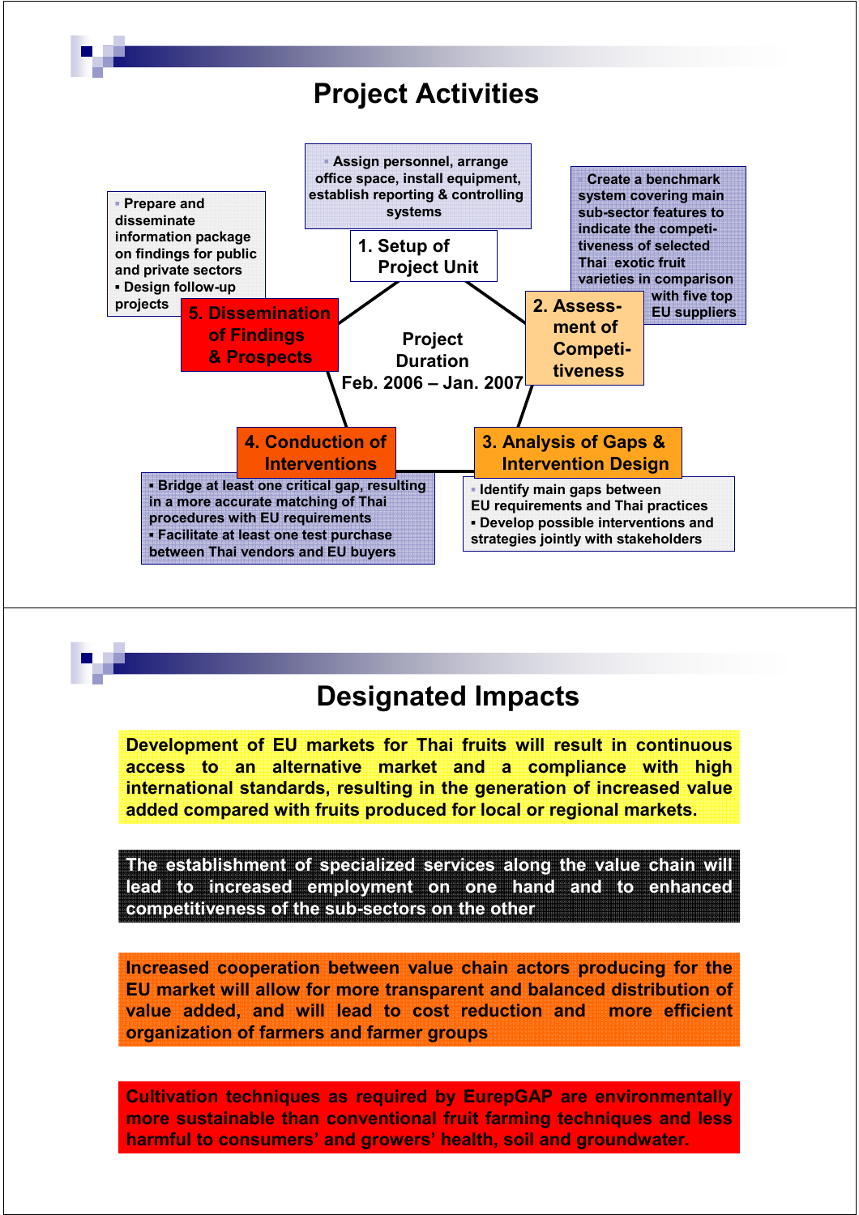# Project Activities

**Project Duration Feb. 2006 – Jan. 2007**

**1. Setup of Project Unit**

- Assign personnel, arrange office space, install equipment, establish reporting & controlling systems

**2. Assessment of Competitiveness**

- Create a benchmark system covering main sub-sector features to indicate the competitiveness of selected Thai exotic fruit varieties in comparison with five top EU suppliers

**3. Analysis of Gaps & Intervention Design**

- Identify main gaps between EU requirements and Thai practices
- Develop possible interventions and strategies jointly with stakeholders

**4. Conduction of Interventions**

- Bridge at least one critical gap, resulting in a more accurate matching of Thai procedures with EU requirements
- Facilitate at least one test purchase between Thai vendors and EU buyers

**5. Dissemination of Findings & Prospects**

- Prepare and disseminate information package on findings for public and private sectors
- Design follow-up projects

# Designated Impacts

**Development of EU markets for Thai fruits will result in continuous access to an alternative market and a compliance with high international standards, resulting in the generation of increased value added compared with fruits produced for local or regional markets.**

**The establishment of specialized services along the value chain will lead to increased employment on one hand and to enhanced competitiveness of the sub-sectors on the other**

**Increased cooperation between value chain actors producing for the EU market will allow for more transparent and balanced distribution of value added, and will lead to cost reduction and more efficient organization of farmers and farmer groups**

**Cultivation techniques as required by EurepGAP are environmentally more sustainable than conventional fruit farming techniques and less harmful to consumers' and growers' health, soil and groundwater.**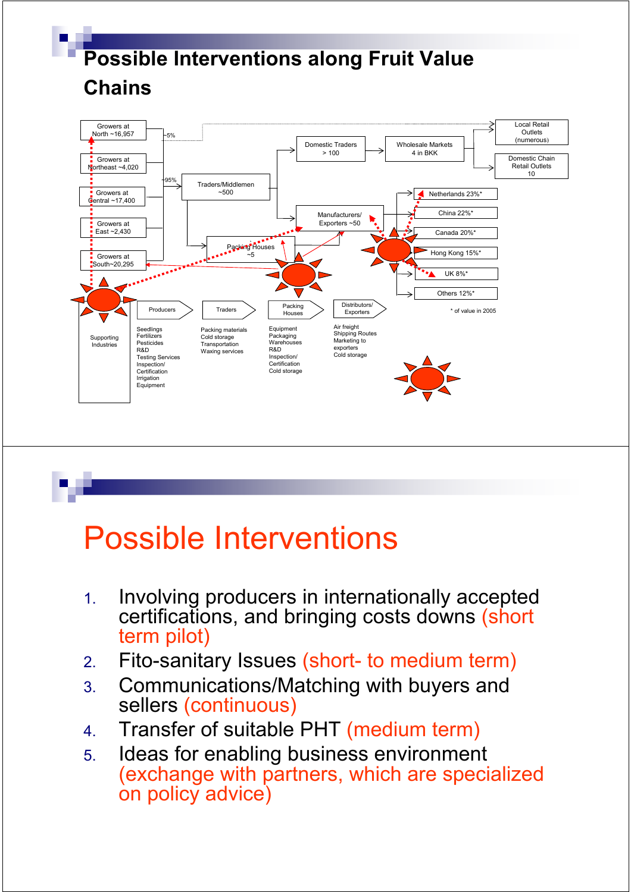## Possible Interventions along Fruit Value Chains

Growers at North ~16,957

Growers at Northeast ~4,020

Growers at Central ~17,400

Growers at East ~2,430

Growers at South~20,295

~5%

~95%

Traders/Middlemen ~500

Packing Houses ~5

Domestic Traders > 100

Wholesale Markets 4 in BKK

Manufacturers/ Exporters ~50

Local Retail Outlets (numerous)

Domestic Chain Retail Outlets 10

Netherlands 23%*

China 22%*

Canada 20%*

Hong Kong 15%*

UK 8%*

Others 12%*

\* of value in 2005

Supporting Industries

Producers: Seedlings, Fertilizers, Pesticides, R&D, Testing Services, Inspection/ Certification, Irrigation, Equipment

Traders: Packing materials, Cold storage, Transportation, Waxing services

Packing Houses: Equipment, Packaging, Warehouses, R&D, Inspection/ Certification, Cold storage

Distributors/ Exporters: Air freight, Shipping Routes, Marketing to exporters, Cold storage

# Possible Interventions

1. Involving producers in internationally accepted certifications, and bringing costs downs (short term pilot)
2. Fito-sanitary Issues (short- to medium term)
3. Communications/Matching with buyers and sellers (continuous)
4. Transfer of suitable PHT (medium term)
5. Ideas for enabling business environment (exchange with partners, which are specialized on policy advice)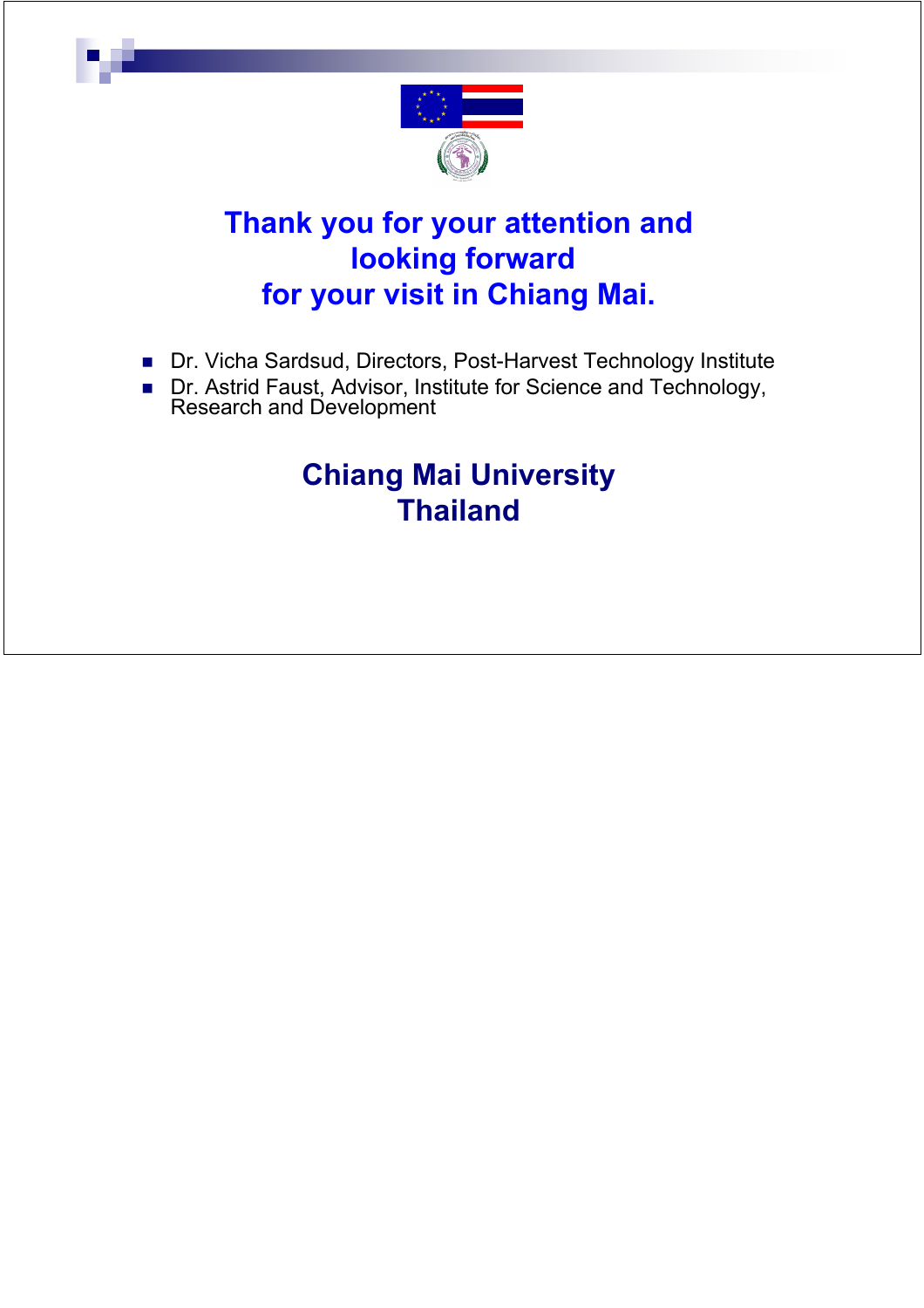**Thank you for your attention and looking forward for your visit in Chiang Mai.**

- Dr. Vicha Sardsud, Directors, Post-Harvest Technology Institute
- Dr. Astrid Faust, Advisor, Institute for Science and Technology, Research and Development

**Chiang Mai University**
**Thailand**